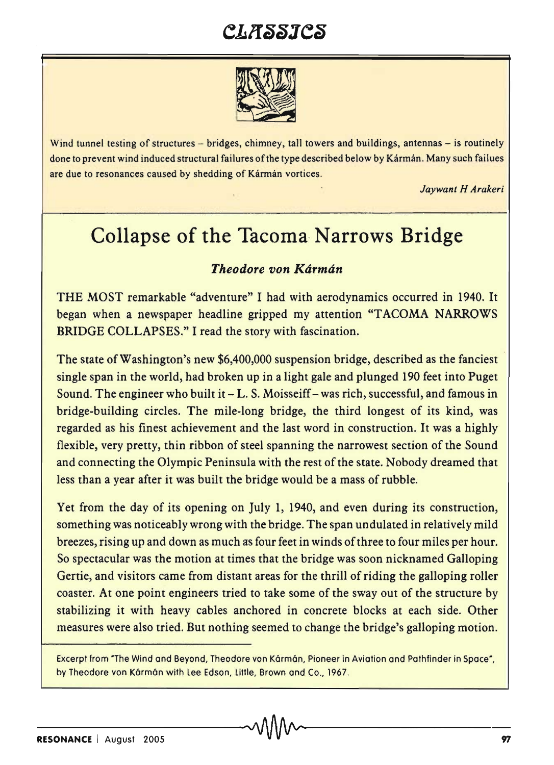Wind tunnel testing of structures – bridges, chimney, tall towers and buildings, antennas – is routinely done to prevent wind induced structural failures of the type described below by Kármán. Many such failues are due to resonances caused by shedding of Kármán vortices.

*Jaywant H Arakeri*

# Collapse of the Tacoma Narrows Bridge

***Theodore von Kármán***

THE MOST remarkable "adventure" I had with aerodynamics occurred in 1940. It began when a newspaper headline gripped my attention "TACOMA NARROWS BRIDGE COLLAPSES." I read the story with fascination.

The state of Washington's new $6,400,000 suspension bridge, described as the fanciest single span in the world, had broken up in a light gale and plunged 190 feet into Puget Sound. The engineer who built it – L. S. Moisseiff – was rich, successful, and famous in bridge-building circles. The mile-long bridge, the third longest of its kind, was regarded as his finest achievement and the last word in construction. It was a highly flexible, very pretty, thin ribbon of steel spanning the narrowest section of the Sound and connecting the Olympic Peninsula with the rest of the state. Nobody dreamed that less than a year after it was built the bridge would be a mass of rubble.

Yet from the day of its opening on July 1, 1940, and even during its construction, something was noticeably wrong with the bridge. The span undulated in relatively mild breezes, rising up and down as much as four feet in winds of three to four miles per hour. So spectacular was the motion at times that the bridge was soon nicknamed Galloping Gertie, and visitors came from distant areas for the thrill of riding the galloping roller coaster. At one point engineers tried to take some of the sway out of the structure by stabilizing it with heavy cables anchored in concrete blocks at each side. Other measures were also tried. But nothing seemed to change the bridge's galloping motion.

Excerpt from "The Wind and Beyond, Theodore von Kármán, Pioneer in Aviation and Pathfinder in Space", by Theodore von Kármán with Lee Edson, Little, Brown and Co., 1967.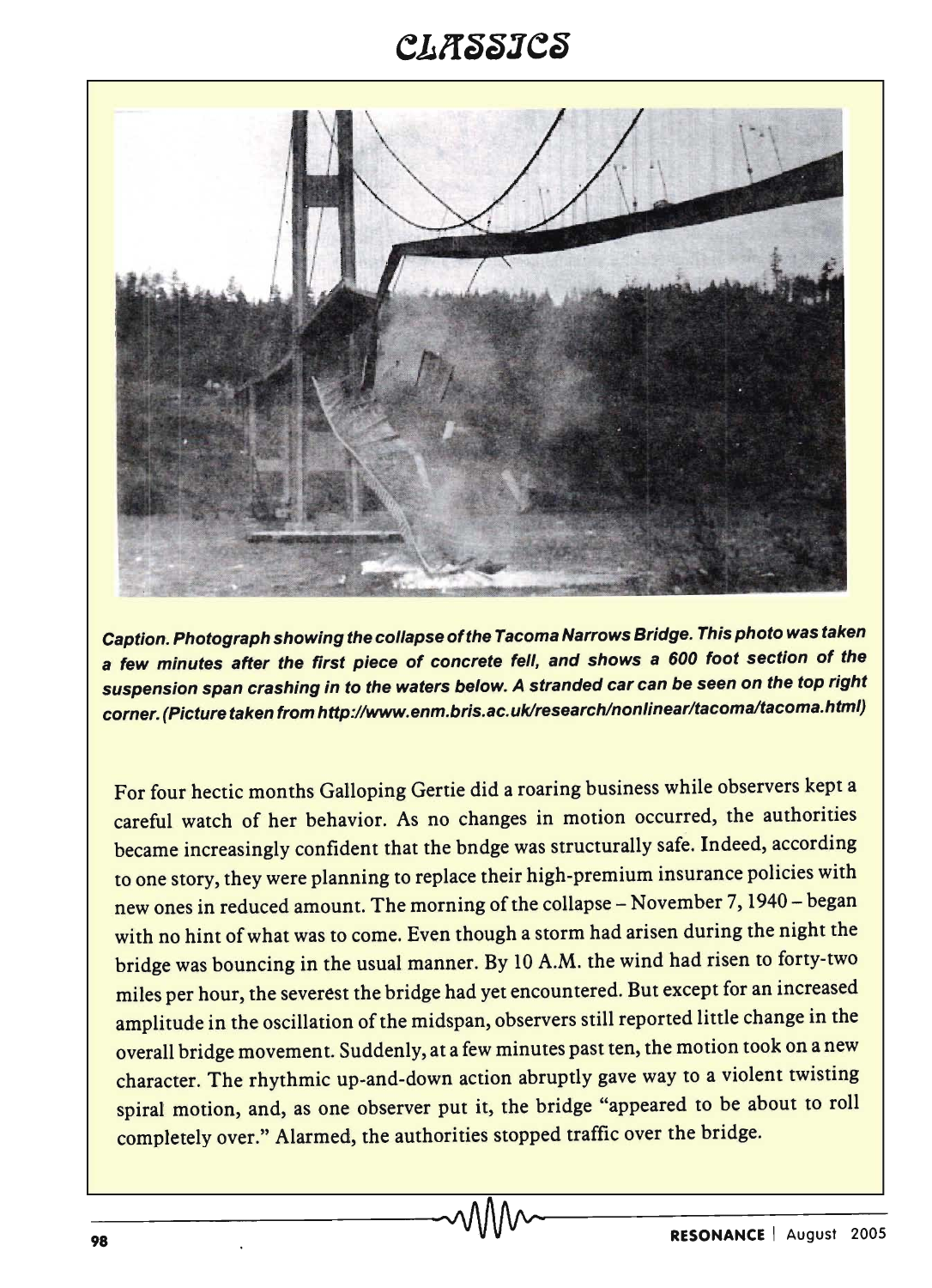*Caption. Photograph showing the collapse of the Tacoma Narrows Bridge. This photo was taken a few minutes after the first piece of concrete fell, and shows a 600 foot section of the suspension span crashing in to the waters below. A stranded car can be seen on the top right corner. (Picture taken from http://www.enm.bris.ac.uk/research/nonlinear/tacoma/tacoma.html)*

For four hectic months Galloping Gertie did a roaring business while observers kept a careful watch of her behavior. As no changes in motion occurred, the authorities became increasingly confident that the bndge was structurally safe. Indeed, according to one story, they were planning to replace their high-premium insurance policies with new ones in reduced amount. The morning of the collapse – November 7, 1940 – began with no hint of what was to come. Even though a storm had arisen during the night the bridge was bouncing in the usual manner. By 10 A.M. the wind had risen to forty-two miles per hour, the severest the bridge had yet encountered. But except for an increased amplitude in the oscillation of the midspan, observers still reported little change in the overall bridge movement. Suddenly, at a few minutes past ten, the motion took on a new character. The rhythmic up-and-down action abruptly gave way to a violent twisting spiral motion, and, as one observer put it, the bridge "appeared to be about to roll completely over." Alarmed, the authorities stopped traffic over the bridge.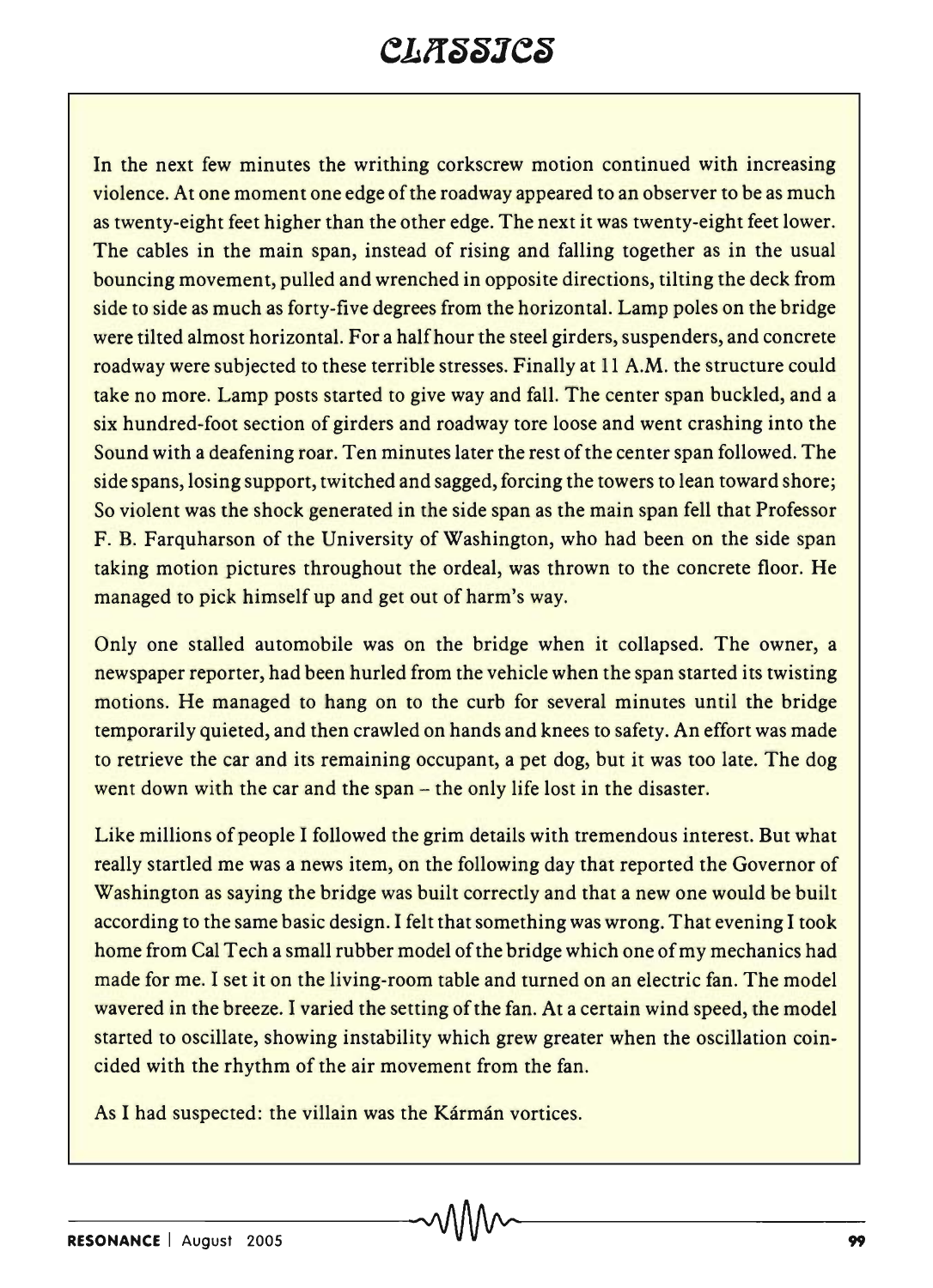In the next few minutes the writhing corkscrew motion continued with increasing violence. At one moment one edge of the roadway appeared to an observer to be as much as twenty-eight feet higher than the other edge. The next it was twenty-eight feet lower. The cables in the main span, instead of rising and falling together as in the usual bouncing movement, pulled and wrenched in opposite directions, tilting the deck from side to side as much as forty-five degrees from the horizontal. Lamp poles on the bridge were tilted almost horizontal. For a half hour the steel girders, suspenders, and concrete roadway were subjected to these terrible stresses. Finally at 11 A.M. the structure could take no more. Lamp posts started to give way and fall. The center span buckled, and a six hundred-foot section of girders and roadway tore loose and went crashing into the Sound with a deafening roar. Ten minutes later the rest of the center span followed. The side spans, losing support, twitched and sagged, forcing the towers to lean toward shore; So violent was the shock generated in the side span as the main span fell that Professor F. B. Farquharson of the University of Washington, who had been on the side span taking motion pictures throughout the ordeal, was thrown to the concrete floor. He managed to pick himself up and get out of harm's way.

Only one stalled automobile was on the bridge when it collapsed. The owner, a newspaper reporter, had been hurled from the vehicle when the span started its twisting motions. He managed to hang on to the curb for several minutes until the bridge temporarily quieted, and then crawled on hands and knees to safety. An effort was made to retrieve the car and its remaining occupant, a pet dog, but it was too late. The dog went down with the car and the span – the only life lost in the disaster.

Like millions of people I followed the grim details with tremendous interest. But what really startled me was a news item, on the following day that reported the Governor of Washington as saying the bridge was built correctly and that a new one would be built according to the same basic design. I felt that something was wrong. That evening I took home from Cal Tech a small rubber model of the bridge which one of my mechanics had made for me. I set it on the living-room table and turned on an electric fan. The model wavered in the breeze. I varied the setting of the fan. At a certain wind speed, the model started to oscillate, showing instability which grew greater when the oscillation coincided with the rhythm of the air movement from the fan.

As I had suspected: the villain was the Kármán vortices.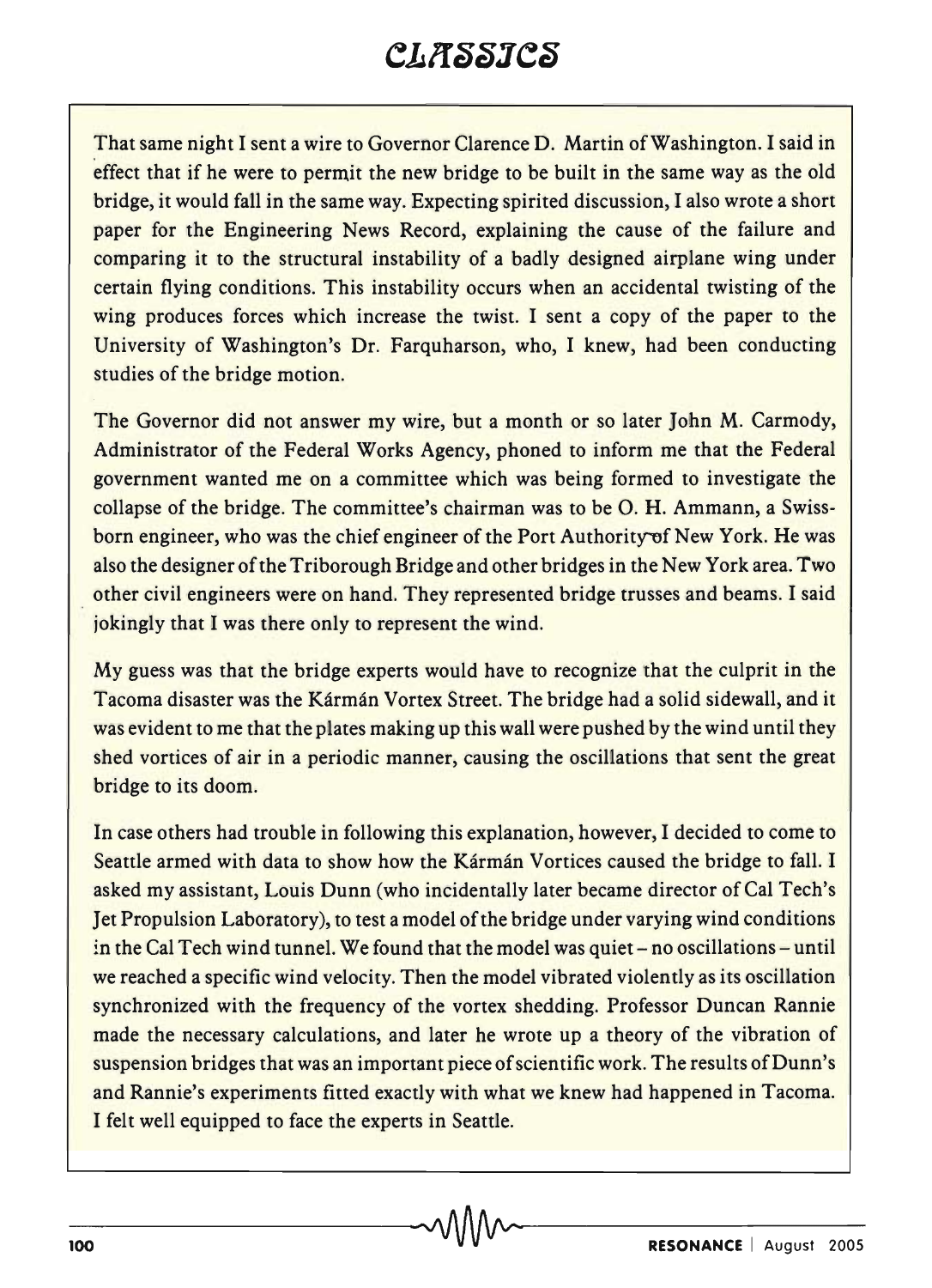That same night I sent a wire to Governor Clarence D. Martin of Washington. I said in effect that if he were to permit the new bridge to be built in the same way as the old bridge, it would fall in the same way. Expecting spirited discussion, I also wrote a short paper for the Engineering News Record, explaining the cause of the failure and comparing it to the structural instability of a badly designed airplane wing under certain flying conditions. This instability occurs when an accidental twisting of the wing produces forces which increase the twist. I sent a copy of the paper to the University of Washington's Dr. Farquharson, who, I knew, had been conducting studies of the bridge motion.

The Governor did not answer my wire, but a month or so later John M. Carmody, Administrator of the Federal Works Agency, phoned to inform me that the Federal government wanted me on a committee which was being formed to investigate the collapse of the bridge. The committee's chairman was to be O. H. Ammann, a Swiss-born engineer, who was the chief engineer of the Port Authority of New York. He was also the designer of the Triborough Bridge and other bridges in the New York area. Two other civil engineers were on hand. They represented bridge trusses and beams. I said jokingly that I was there only to represent the wind.

My guess was that the bridge experts would have to recognize that the culprit in the Tacoma disaster was the Kármán Vortex Street. The bridge had a solid sidewall, and it was evident to me that the plates making up this wall were pushed by the wind until they shed vortices of air in a periodic manner, causing the oscillations that sent the great bridge to its doom.

In case others had trouble in following this explanation, however, I decided to come to Seattle armed with data to show how the Kármán Vortices caused the bridge to fall. I asked my assistant, Louis Dunn (who incidentally later became director of Cal Tech's Jet Propulsion Laboratory), to test a model of the bridge under varying wind conditions in the Cal Tech wind tunnel. We found that the model was quiet – no oscillations – until we reached a specific wind velocity. Then the model vibrated violently as its oscillation synchronized with the frequency of the vortex shedding. Professor Duncan Rannie made the necessary calculations, and later he wrote up a theory of the vibration of suspension bridges that was an important piece of scientific work. The results of Dunn's and Rannie's experiments fitted exactly with what we knew had happened in Tacoma. I felt well equipped to face the experts in Seattle.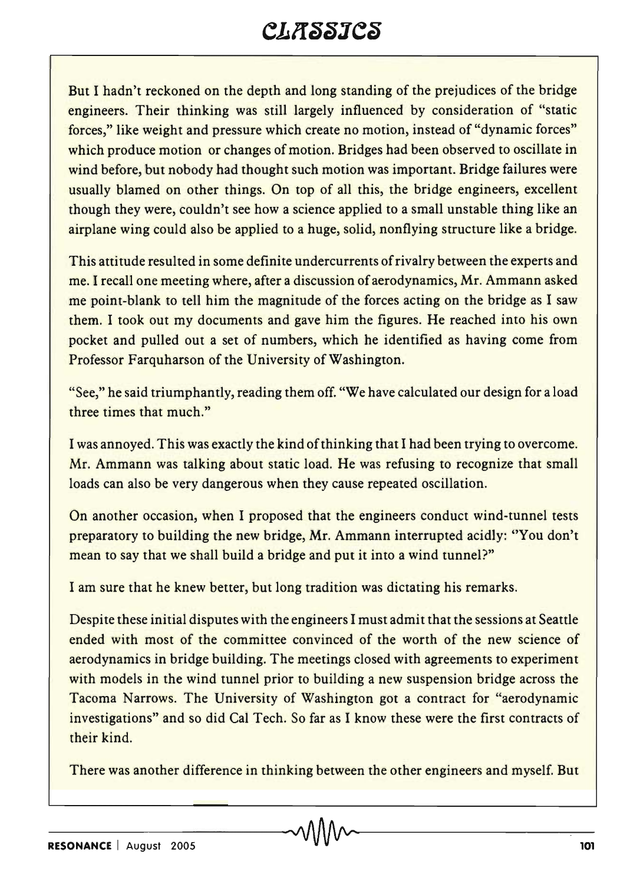But I hadn't reckoned on the depth and long standing of the prejudices of the bridge engineers. Their thinking was still largely influenced by consideration of "static forces," like weight and pressure which create no motion, instead of "dynamic forces" which produce motion or changes of motion. Bridges had been observed to oscillate in wind before, but nobody had thought such motion was important. Bridge failures were usually blamed on other things. On top of all this, the bridge engineers, excellent though they were, couldn't see how a science applied to a small unstable thing like an airplane wing could also be applied to a huge, solid, nonflying structure like a bridge.

This attitude resulted in some definite undercurrents of rivalry between the experts and me. I recall one meeting where, after a discussion of aerodynamics, Mr. Ammann asked me point-blank to tell him the magnitude of the forces acting on the bridge as I saw them. I took out my documents and gave him the figures. He reached into his own pocket and pulled out a set of numbers, which he identified as having come from Professor Farquharson of the University of Washington.

"See," he said triumphantly, reading them off. "We have calculated our design for a load three times that much."

I was annoyed. This was exactly the kind of thinking that I had been trying to overcome. Mr. Ammann was talking about static load. He was refusing to recognize that small loads can also be very dangerous when they cause repeated oscillation.

On another occasion, when I proposed that the engineers conduct wind-tunnel tests preparatory to building the new bridge, Mr. Ammann interrupted acidly: "You don't mean to say that we shall build a bridge and put it into a wind tunnel?"

I am sure that he knew better, but long tradition was dictating his remarks.

Despite these initial disputes with the engineers I must admit that the sessions at Seattle ended with most of the committee convinced of the worth of the new science of aerodynamics in bridge building. The meetings closed with agreements to experiment with models in the wind tunnel prior to building a new suspension bridge across the Tacoma Narrows. The University of Washington got a contract for "aerodynamic investigations" and so did Cal Tech. So far as I know these were the first contracts of their kind.

There was another difference in thinking between the other engineers and myself. But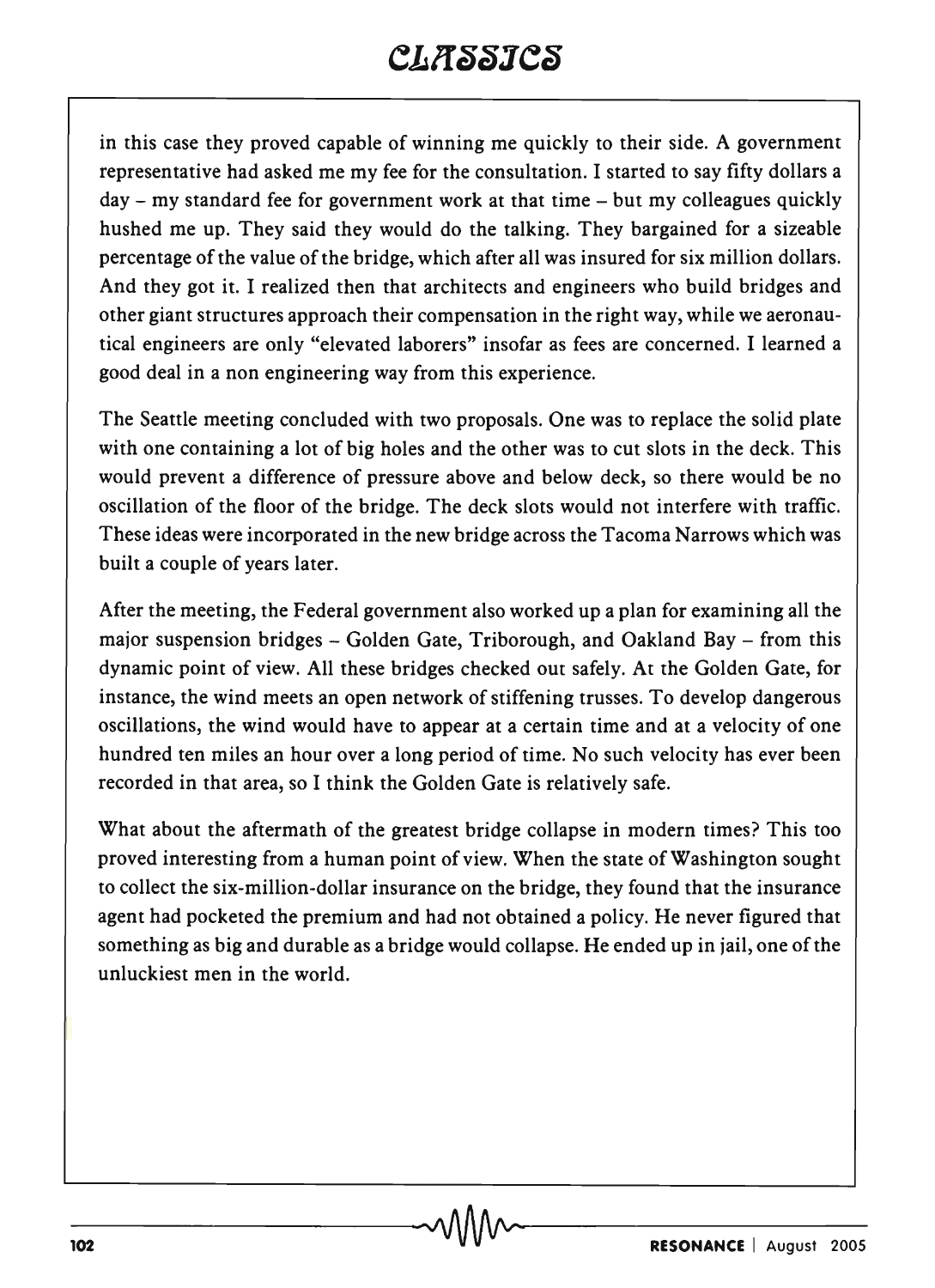in this case they proved capable of winning me quickly to their side. A government representative had asked me my fee for the consultation. I started to say fifty dollars a day – my standard fee for government work at that time – but my colleagues quickly hushed me up. They said they would do the talking. They bargained for a sizeable percentage of the value of the bridge, which after all was insured for six million dollars. And they got it. I realized then that architects and engineers who build bridges and other giant structures approach their compensation in the right way, while we aeronautical engineers are only "elevated laborers" insofar as fees are concerned. I learned a good deal in a non engineering way from this experience.

The Seattle meeting concluded with two proposals. One was to replace the solid plate with one containing a lot of big holes and the other was to cut slots in the deck. This would prevent a difference of pressure above and below deck, so there would be no oscillation of the floor of the bridge. The deck slots would not interfere with traffic. These ideas were incorporated in the new bridge across the Tacoma Narrows which was built a couple of years later.

After the meeting, the Federal government also worked up a plan for examining all the major suspension bridges – Golden Gate, Triborough, and Oakland Bay – from this dynamic point of view. All these bridges checked out safely. At the Golden Gate, for instance, the wind meets an open network of stiffening trusses. To develop dangerous oscillations, the wind would have to appear at a certain time and at a velocity of one hundred ten miles an hour over a long period of time. No such velocity has ever been recorded in that area, so I think the Golden Gate is relatively safe.

What about the aftermath of the greatest bridge collapse in modern times? This too proved interesting from a human point of view. When the state of Washington sought to collect the six-million-dollar insurance on the bridge, they found that the insurance agent had pocketed the premium and had not obtained a policy. He never figured that something as big and durable as a bridge would collapse. He ended up in jail, one of the unluckiest men in the world.